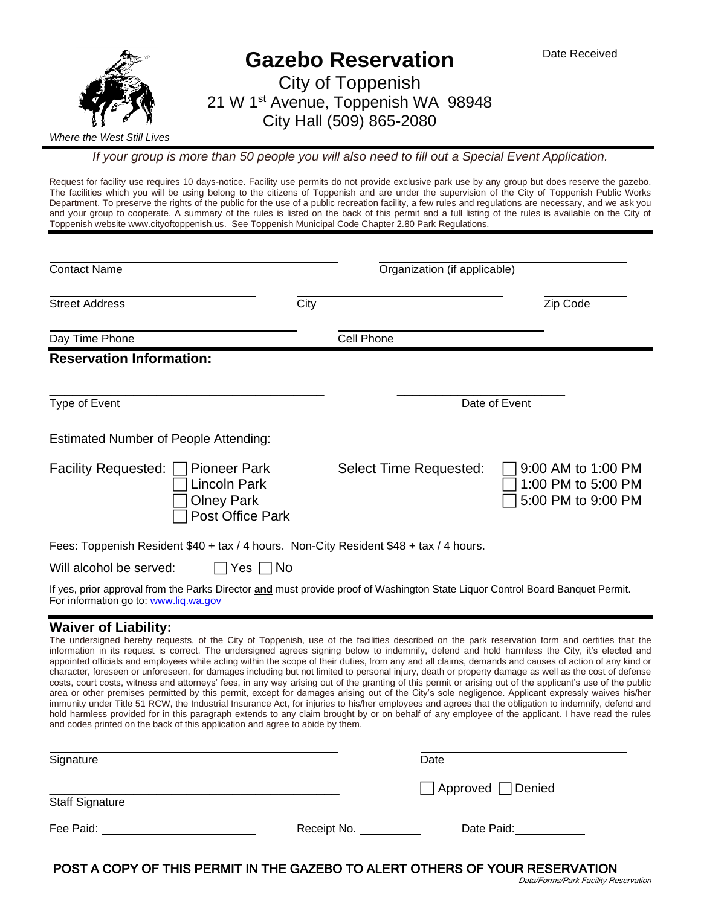Date Received

# Gazebo Reservation

City of Toppenish
21 W 1st Avenue, Toppenish WA 98948
City Hall (509) 865-2080

*Where the West Still Lives*

*If your group is more than 50 people you will also need to fill out a Special Event Application.*

Request for facility use requires 10 days-notice. Facility use permits do not provide exclusive park use by any group but does reserve the gazebo. The facilities which you will be using belong to the citizens of Toppenish and are under the supervision of the City of Toppenish Public Works Department. To preserve the rights of the public for the use of a public recreation facility, a few rules and regulations are necessary, and we ask you and your group to cooperate. A summary of the rules is listed on the back of this permit and a full listing of the rules is available on the City of Toppenish website www.cityoftoppenish.us. See Toppenish Municipal Code Chapter 2.80 Park Regulations.

Contact Name ______________________ Organization (if applicable) ______________________

Street Address ______________________ City ______________________ Zip Code ______________________

Day Time Phone ______________________ Cell Phone ______________________

## Reservation Information:

Type of Event ______________________ Date of Event ______________________

Estimated Number of People Attending: ______________________

Facility Requested:
- ☐ Pioneer Park
- ☐ Lincoln Park
- ☐ Olney Park
- ☐ Post Office Park

Select Time Requested:
- ☐ 9:00 AM to 1:00 PM
- ☐ 1:00 PM to 5:00 PM
- ☐ 5:00 PM to 9:00 PM

Fees: Toppenish Resident $40 + tax / 4 hours. Non-City Resident $48 + tax / 4 hours.

Will alcohol be served: ☐ Yes ☐ No

If yes, prior approval from the Parks Director **and** must provide proof of Washington State Liquor Control Board Banquet Permit. For information go to: www.liq.wa.gov

## Waiver of Liability:

The undersigned hereby requests, of the City of Toppenish, use of the facilities described on the park reservation form and certifies that the information in its request is correct. The undersigned agrees signing below to indemnify, defend and hold harmless the City, it's elected and appointed officials and employees while acting within the scope of their duties, from any and all claims, demands and causes of action of any kind or character, foreseen or unforeseen, for damages including but not limited to personal injury, death or property damage as well as the cost of defense costs, court costs, witness and attorneys' fees, in any way arising out of the granting of this permit or arising out of the applicant's use of the public area or other premises permitted by this permit, except for damages arising out of the City's sole negligence. Applicant expressly waives his/her immunity under Title 51 RCW, the Industrial Insurance Act, for injuries to his/her employees and agrees that the obligation to indemnify, defend and hold harmless provided for in this paragraph extends to any claim brought by or on behalf of any employee of the applicant. I have read the rules and codes printed on the back of this application and agree to abide by them.

Signature ______________________ Date ______________________

Staff Signature ______________________ ☐ Approved ☐ Denied

Fee Paid: ______________________ Receipt No. ______________ Date Paid: ______________

**POST A COPY OF THIS PERMIT IN THE GAZEBO TO ALERT OTHERS OF YOUR RESERVATION**

*Data/Forms/Park Facility Reservation*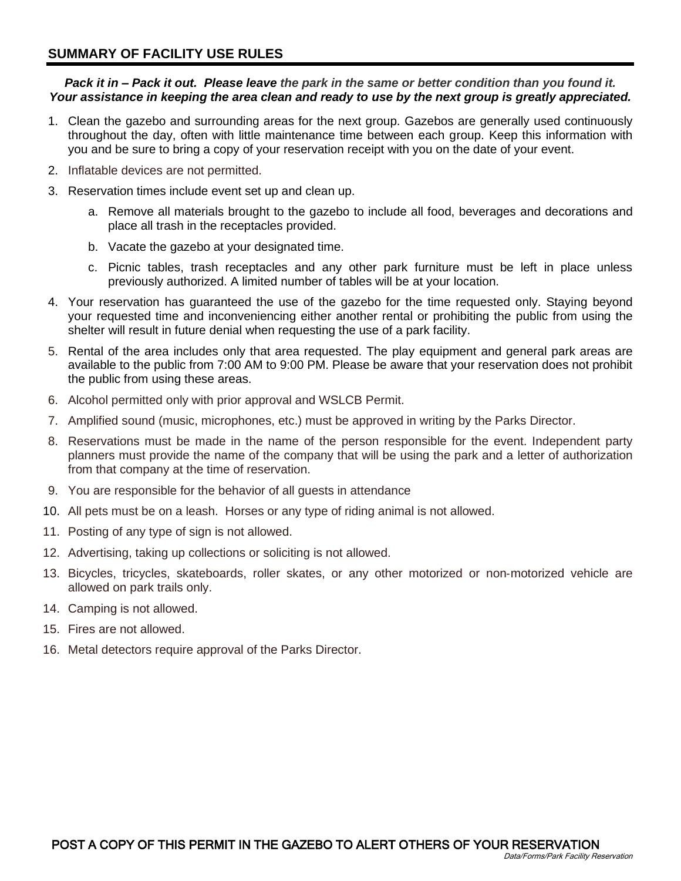## SUMMARY OF FACILITY USE RULES

***Pack it in – Pack it out. Please leave the park in the same or better condition than you found it. Your assistance in keeping the area clean and ready to use by the next group is greatly appreciated.***

1. Clean the gazebo and surrounding areas for the next group. Gazebos are generally used continuously throughout the day, often with little maintenance time between each group. Keep this information with you and be sure to bring a copy of your reservation receipt with you on the date of your event.
2. Inflatable devices are not permitted.
3. Reservation times include event set up and clean up.
   a. Remove all materials brought to the gazebo to include all food, beverages and decorations and place all trash in the receptacles provided.
   b. Vacate the gazebo at your designated time.
   c. Picnic tables, trash receptacles and any other park furniture must be left in place unless previously authorized. A limited number of tables will be at your location.
4. Your reservation has guaranteed the use of the gazebo for the time requested only. Staying beyond your requested time and inconveniencing either another rental or prohibiting the public from using the shelter will result in future denial when requesting the use of a park facility.
5. Rental of the area includes only that area requested. The play equipment and general park areas are available to the public from 7:00 AM to 9:00 PM. Please be aware that your reservation does not prohibit the public from using these areas.
6. Alcohol permitted only with prior approval and WSLCB Permit.
7. Amplified sound (music, microphones, etc.) must be approved in writing by the Parks Director.
8. Reservations must be made in the name of the person responsible for the event. Independent party planners must provide the name of the company that will be using the park and a letter of authorization from that company at the time of reservation.
9. You are responsible for the behavior of all guests in attendance
10. All pets must be on a leash. Horses or any type of riding animal is not allowed.
11. Posting of any type of sign is not allowed.
12. Advertising, taking up collections or soliciting is not allowed.
13. Bicycles, tricycles, skateboards, roller skates, or any other motorized or non-motorized vehicle are allowed on park trails only.
14. Camping is not allowed.
15. Fires are not allowed.
16. Metal detectors require approval of the Parks Director.

**POST A COPY OF THIS PERMIT IN THE GAZEBO TO ALERT OTHERS OF YOUR RESERVATION**

*Data/Forms/Park Facility Reservation*